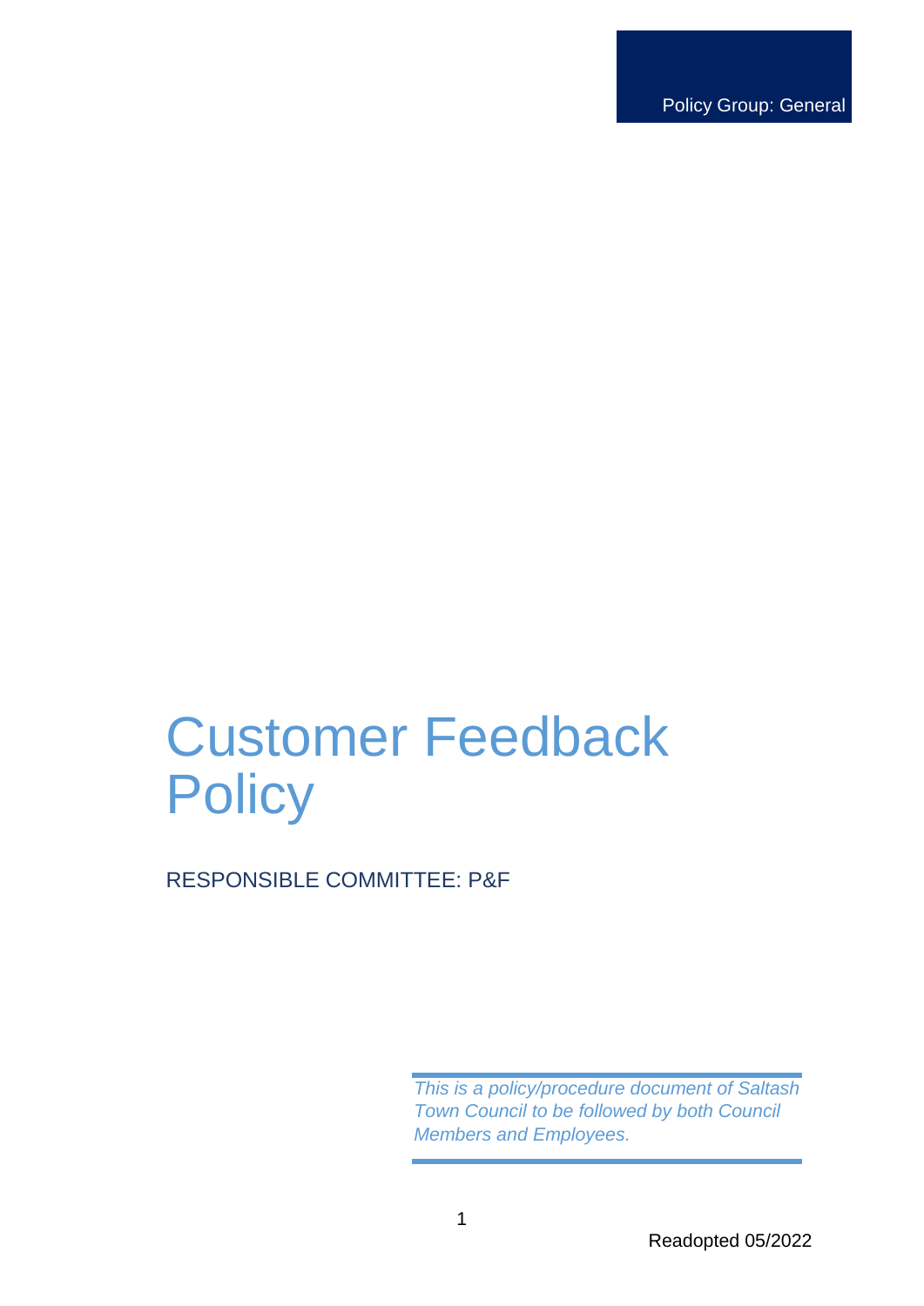Policy Group: General

# Customer Feedback Policy

RESPONSIBLE COMMITTEE: P&F

*This is a policy/procedure document of Saltash Town Council to be followed by both Council Members and Employees.*

Readopted 05/2022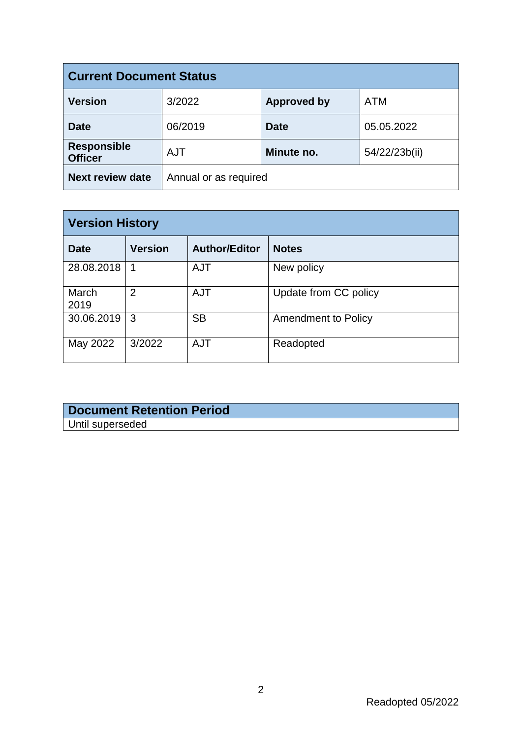| Current Document Status | | | |
|---|---|---|---|
| **Version** | 3/2022 | **Approved by** | ATM |
| **Date** | 06/2019 | **Date** | 05.05.2022 |
| **Responsible Officer** | AJT | **Minute no.** | 54/22/23b(ii) |
| **Next review date** | Annual or as required | | |

| Version History | | | |
|---|---|---|---|
| **Date** | **Version** | **Author/Editor** | **Notes** |
| 28.08.2018 | 1 | AJT | New policy |
| March 2019 | 2 | AJT | Update from CC policy |
| 30.06.2019 | 3 | SB | Amendment to Policy |
| May 2022 | 3/2022 | AJT | Readopted |

| Document Retention Period |
|---|
| Until superseded |

Readopted 05/2022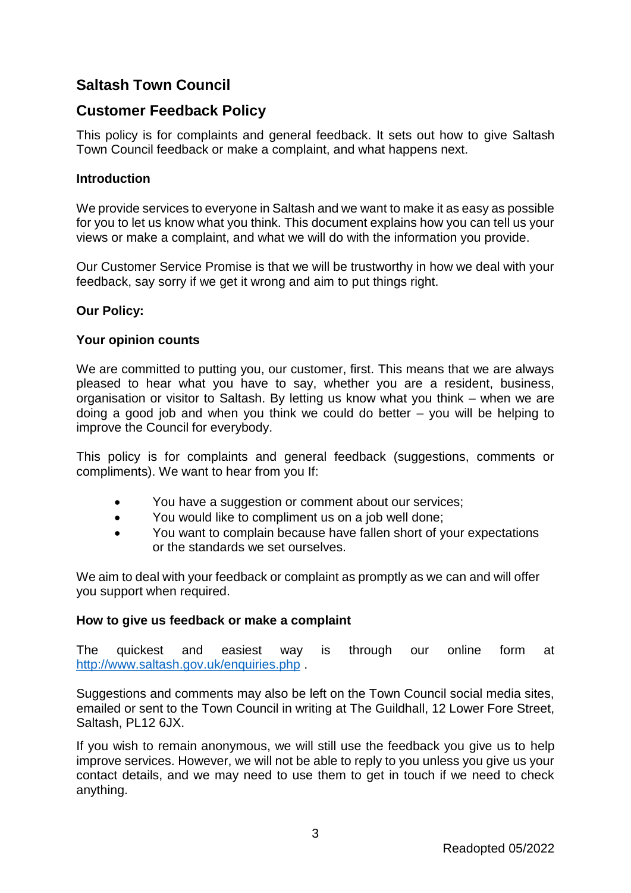## Saltash Town Council

## Customer Feedback Policy

This policy is for complaints and general feedback. It sets out how to give Saltash Town Council feedback or make a complaint, and what happens next.

### Introduction

We provide services to everyone in Saltash and we want to make it as easy as possible for you to let us know what you think. This document explains how you can tell us your views or make a complaint, and what we will do with the information you provide.

Our Customer Service Promise is that we will be trustworthy in how we deal with your feedback, say sorry if we get it wrong and aim to put things right.

### Our Policy:

### Your opinion counts

We are committed to putting you, our customer, first. This means that we are always pleased to hear what you have to say, whether you are a resident, business, organisation or visitor to Saltash. By letting us know what you think – when we are doing a good job and when you think we could do better – you will be helping to improve the Council for everybody.

This policy is for complaints and general feedback (suggestions, comments or compliments). We want to hear from you If:

- You have a suggestion or comment about our services;
- You would like to compliment us on a job well done;
- You want to complain because have fallen short of your expectations or the standards we set ourselves.

We aim to deal with your feedback or complaint as promptly as we can and will offer you support when required.

### How to give us feedback or make a complaint

The quickest and easiest way is through our online form at http://www.saltash.gov.uk/enquiries.php .

Suggestions and comments may also be left on the Town Council social media sites, emailed or sent to the Town Council in writing at The Guildhall, 12 Lower Fore Street, Saltash, PL12 6JX.

If you wish to remain anonymous, we will still use the feedback you give us to help improve services. However, we will not be able to reply to you unless you give us your contact details, and we may need to use them to get in touch if we need to check anything.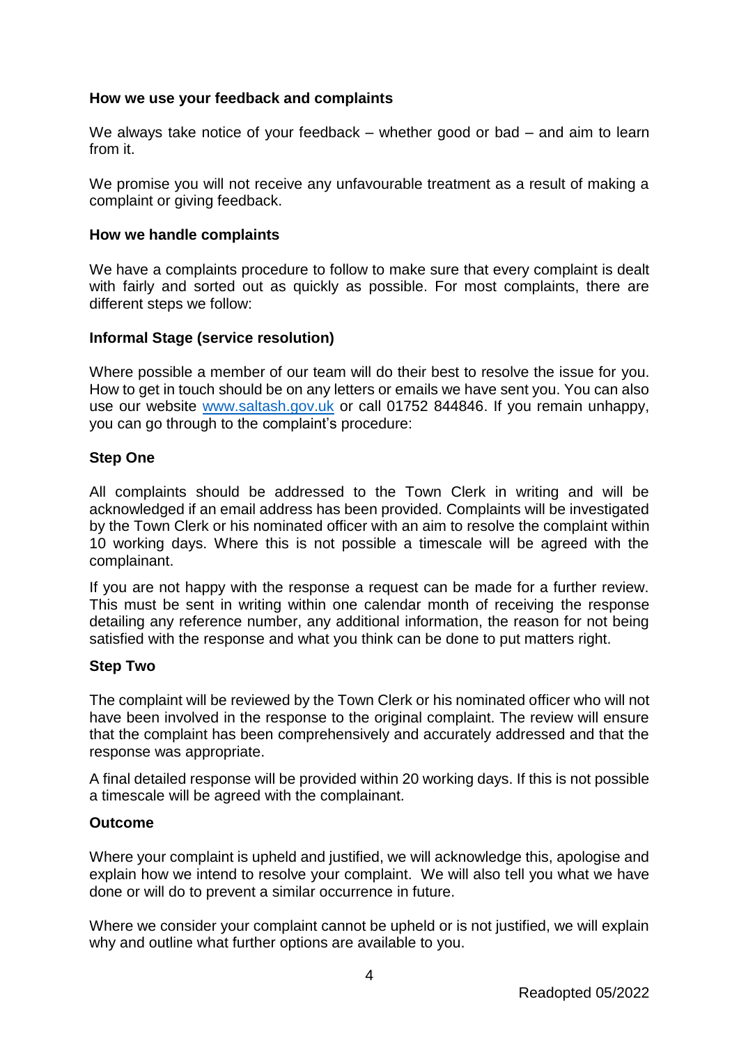**How we use your feedback and complaints**

We always take notice of your feedback – whether good or bad – and aim to learn from it.

We promise you will not receive any unfavourable treatment as a result of making a complaint or giving feedback.

**How we handle complaints**

We have a complaints procedure to follow to make sure that every complaint is dealt with fairly and sorted out as quickly as possible. For most complaints, there are different steps we follow:

**Informal Stage (service resolution)**

Where possible a member of our team will do their best to resolve the issue for you. How to get in touch should be on any letters or emails we have sent you. You can also use our website [www.saltash.gov.uk](http://www.saltash.gov.uk) or call 01752 844846. If you remain unhappy, you can go through to the complaint's procedure:

**Step One**

All complaints should be addressed to the Town Clerk in writing and will be acknowledged if an email address has been provided. Complaints will be investigated by the Town Clerk or his nominated officer with an aim to resolve the complaint within 10 working days. Where this is not possible a timescale will be agreed with the complainant.

If you are not happy with the response a request can be made for a further review. This must be sent in writing within one calendar month of receiving the response detailing any reference number, any additional information, the reason for not being satisfied with the response and what you think can be done to put matters right.

**Step Two**

The complaint will be reviewed by the Town Clerk or his nominated officer who will not have been involved in the response to the original complaint. The review will ensure that the complaint has been comprehensively and accurately addressed and that the response was appropriate.

A final detailed response will be provided within 20 working days. If this is not possible a timescale will be agreed with the complainant.

**Outcome**

Where your complaint is upheld and justified, we will acknowledge this, apologise and explain how we intend to resolve your complaint. We will also tell you what we have done or will do to prevent a similar occurrence in future.

Where we consider your complaint cannot be upheld or is not justified, we will explain why and outline what further options are available to you.

Readopted 05/2022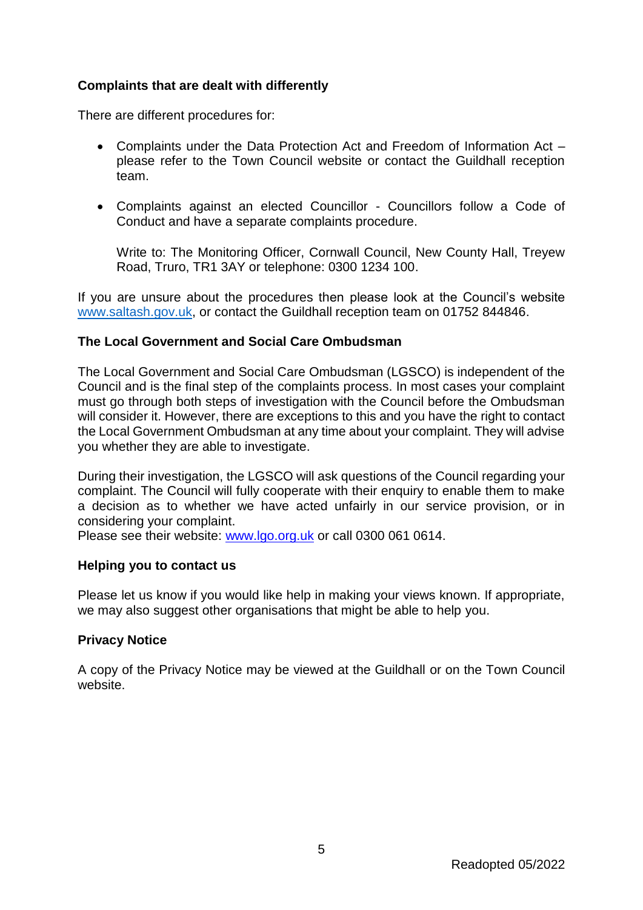**Complaints that are dealt with differently**

There are different procedures for:

- Complaints under the Data Protection Act and Freedom of Information Act – please refer to the Town Council website or contact the Guildhall reception team.

- Complaints against an elected Councillor - Councillors follow a Code of Conduct and have a separate complaints procedure.

  Write to: The Monitoring Officer, Cornwall Council, New County Hall, Treyew Road, Truro, TR1 3AY or telephone: 0300 1234 100.

If you are unsure about the procedures then please look at the Council's website [www.saltash.gov.uk](http://www.saltash.gov.uk), or contact the Guildhall reception team on 01752 844846.

**The Local Government and Social Care Ombudsman**

The Local Government and Social Care Ombudsman (LGSCO) is independent of the Council and is the final step of the complaints process. In most cases your complaint must go through both steps of investigation with the Council before the Ombudsman will consider it. However, there are exceptions to this and you have the right to contact the Local Government Ombudsman at any time about your complaint. They will advise you whether they are able to investigate.

During their investigation, the LGSCO will ask questions of the Council regarding your complaint. The Council will fully cooperate with their enquiry to enable them to make a decision as to whether we have acted unfairly in our service provision, or in considering your complaint.
Please see their website: [www.lgo.org.uk](http://www.lgo.org.uk) or call 0300 061 0614.

**Helping you to contact us**

Please let us know if you would like help in making your views known. If appropriate, we may also suggest other organisations that might be able to help you.

**Privacy Notice**

A copy of the Privacy Notice may be viewed at the Guildhall or on the Town Council website.

Readopted 05/2022